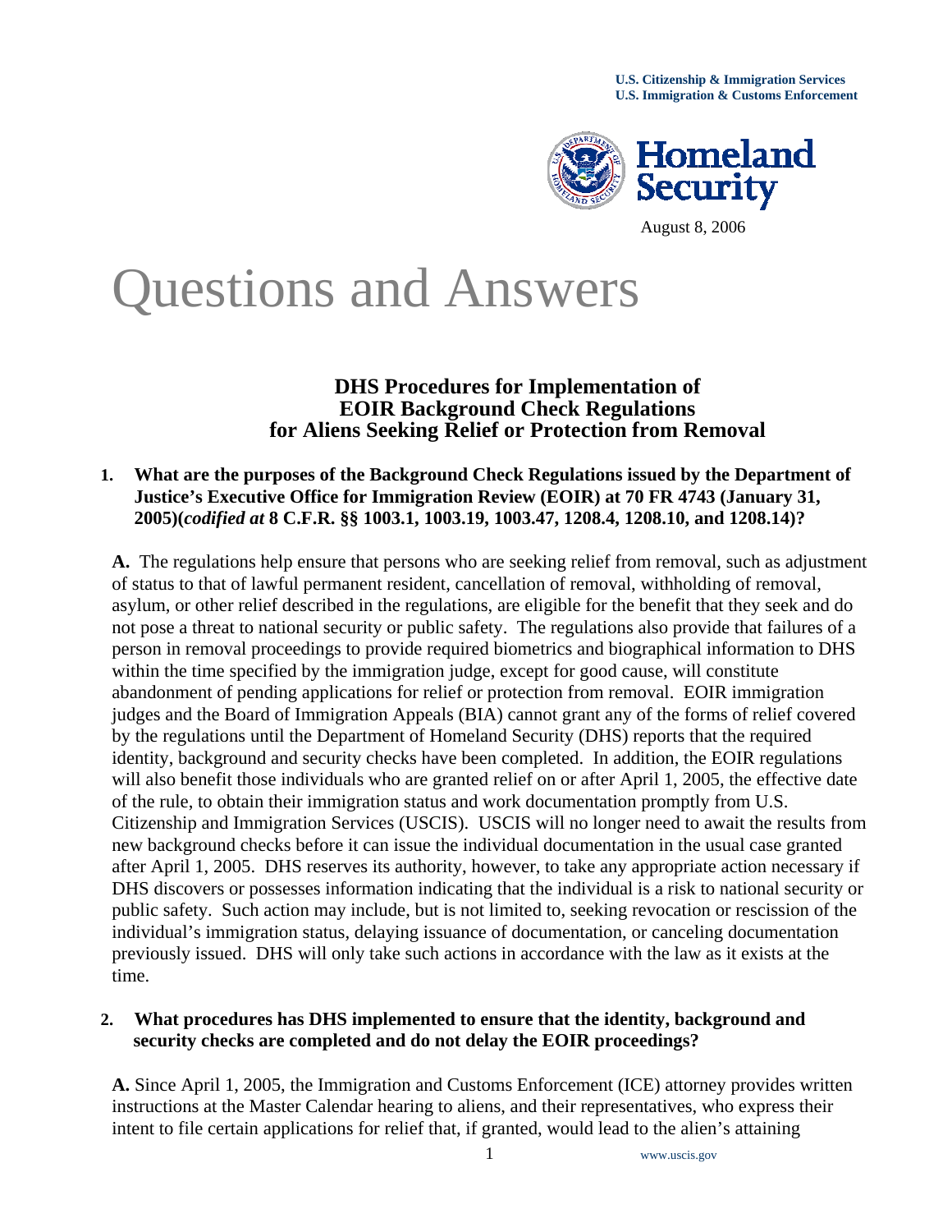U.S. Citizenship & Immigration Services
U.S. Immigration & Customs Enforcement

Homeland Security

August 8, 2006

# Questions and Answers

## DHS Procedures for Implementation of EOIR Background Check Regulations for Aliens Seeking Relief or Protection from Removal

**1. What are the purposes of the Background Check Regulations issued by the Department of Justice's Executive Office for Immigration Review (EOIR) at 70 FR 4743 (January 31, 2005)(*codified at* 8 C.F.R. §§ 1003.1, 1003.19, 1003.47, 1208.4, 1208.10, and 1208.14)?**

**A.** The regulations help ensure that persons who are seeking relief from removal, such as adjustment of status to that of lawful permanent resident, cancellation of removal, withholding of removal, asylum, or other relief described in the regulations, are eligible for the benefit that they seek and do not pose a threat to national security or public safety. The regulations also provide that failures of a person in removal proceedings to provide required biometrics and biographical information to DHS within the time specified by the immigration judge, except for good cause, will constitute abandonment of pending applications for relief or protection from removal. EOIR immigration judges and the Board of Immigration Appeals (BIA) cannot grant any of the forms of relief covered by the regulations until the Department of Homeland Security (DHS) reports that the required identity, background and security checks have been completed. In addition, the EOIR regulations will also benefit those individuals who are granted relief on or after April 1, 2005, the effective date of the rule, to obtain their immigration status and work documentation promptly from U.S. Citizenship and Immigration Services (USCIS). USCIS will no longer need to await the results from new background checks before it can issue the individual documentation in the usual case granted after April 1, 2005. DHS reserves its authority, however, to take any appropriate action necessary if DHS discovers or possesses information indicating that the individual is a risk to national security or public safety. Such action may include, but is not limited to, seeking revocation or rescission of the individual's immigration status, delaying issuance of documentation, or canceling documentation previously issued. DHS will only take such actions in accordance with the law as it exists at the time.

**2. What procedures has DHS implemented to ensure that the identity, background and security checks are completed and do not delay the EOIR proceedings?**

**A.** Since April 1, 2005, the Immigration and Customs Enforcement (ICE) attorney provides written instructions at the Master Calendar hearing to aliens, and their representatives, who express their intent to file certain applications for relief that, if granted, would lead to the alien's attaining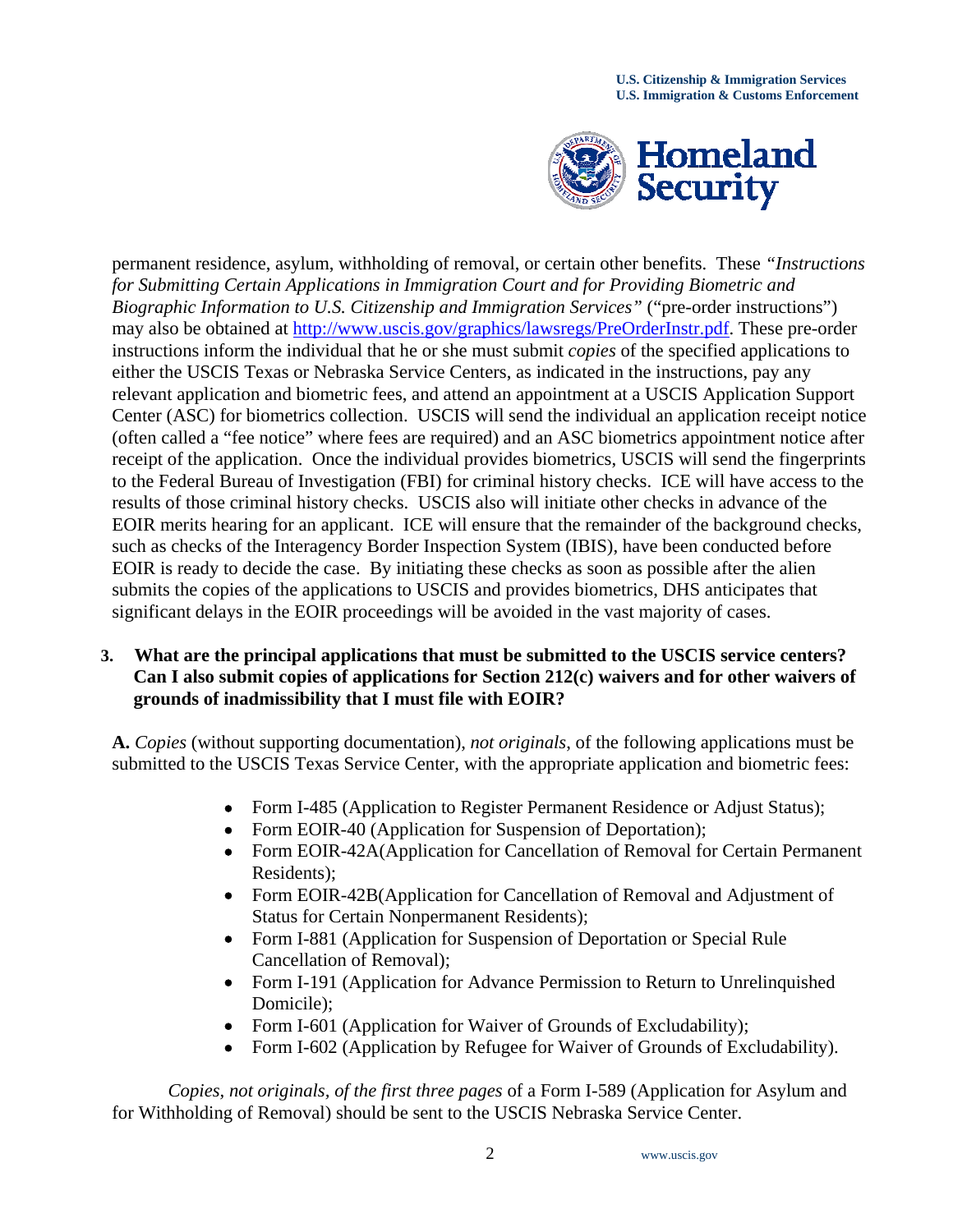permanent residence, asylum, withholding of removal, or certain other benefits. These *"Instructions for Submitting Certain Applications in Immigration Court and for Providing Biometric and Biographic Information to U.S. Citizenship and Immigration Services"* ("pre-order instructions") may also be obtained at [http://www.uscis.gov/graphics/lawsregs/PreOrderInstr.pdf](http://www.uscis.gov/graphics/lawsregs/PreOrderInstr.pdf). These pre-order instructions inform the individual that he or she must submit *copies* of the specified applications to either the USCIS Texas or Nebraska Service Centers, as indicated in the instructions, pay any relevant application and biometric fees, and attend an appointment at a USCIS Application Support Center (ASC) for biometrics collection. USCIS will send the individual an application receipt notice (often called a "fee notice" where fees are required) and an ASC biometrics appointment notice after receipt of the application. Once the individual provides biometrics, USCIS will send the fingerprints to the Federal Bureau of Investigation (FBI) for criminal history checks. ICE will have access to the results of those criminal history checks. USCIS also will initiate other checks in advance of the EOIR merits hearing for an applicant. ICE will ensure that the remainder of the background checks, such as checks of the Interagency Border Inspection System (IBIS), have been conducted before EOIR is ready to decide the case. By initiating these checks as soon as possible after the alien submits the copies of the applications to USCIS and provides biometrics, DHS anticipates that significant delays in the EOIR proceedings will be avoided in the vast majority of cases.

**3. What are the principal applications that must be submitted to the USCIS service centers? Can I also submit copies of applications for Section 212(c) waivers and for other waivers of grounds of inadmissibility that I must file with EOIR?**

**A.** *Copies* (without supporting documentation), *not originals*, of the following applications must be submitted to the USCIS Texas Service Center, with the appropriate application and biometric fees:

- Form I-485 (Application to Register Permanent Residence or Adjust Status);
- Form EOIR-40 (Application for Suspension of Deportation);
- Form EOIR-42A(Application for Cancellation of Removal for Certain Permanent Residents);
- Form EOIR-42B(Application for Cancellation of Removal and Adjustment of Status for Certain Nonpermanent Residents);
- Form I-881 (Application for Suspension of Deportation or Special Rule Cancellation of Removal);
- Form I-191 (Application for Advance Permission to Return to Unrelinquished Domicile);
- Form I-601 (Application for Waiver of Grounds of Excludability);
- Form I-602 (Application by Refugee for Waiver of Grounds of Excludability).

*Copies, not originals, of the first three pages* of a Form I-589 (Application for Asylum and for Withholding of Removal) should be sent to the USCIS Nebraska Service Center.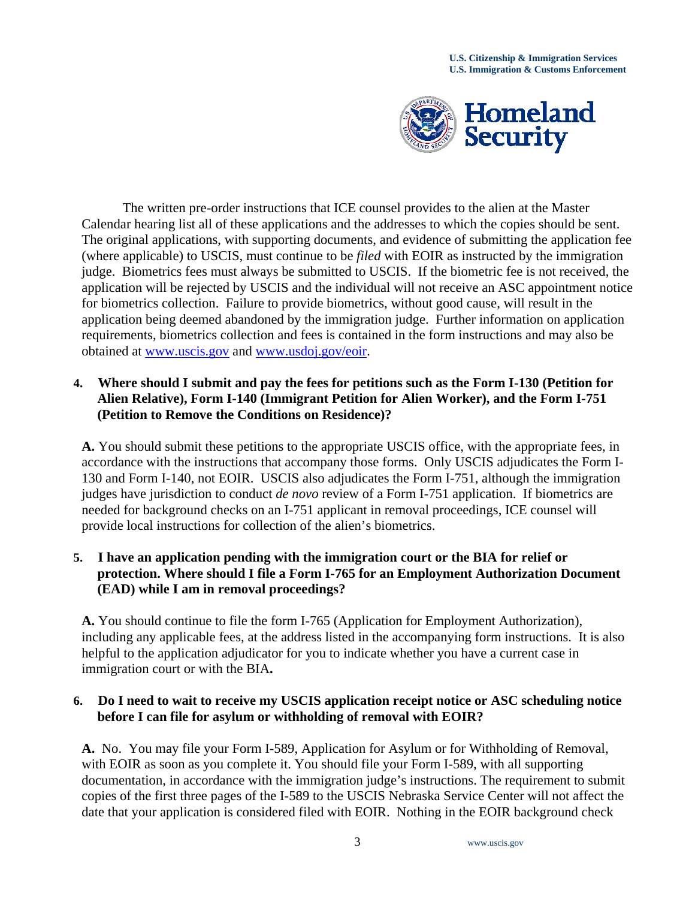The written pre-order instructions that ICE counsel provides to the alien at the Master Calendar hearing list all of these applications and the addresses to which the copies should be sent. The original applications, with supporting documents, and evidence of submitting the application fee (where applicable) to USCIS, must continue to be *filed* with EOIR as instructed by the immigration judge. Biometrics fees must always be submitted to USCIS. If the biometric fee is not received, the application will be rejected by USCIS and the individual will not receive an ASC appointment notice for biometrics collection. Failure to provide biometrics, without good cause, will result in the application being deemed abandoned by the immigration judge. Further information on application requirements, biometrics collection and fees is contained in the form instructions and may also be obtained at [www.uscis.gov](http://www.uscis.gov) and [www.usdoj.gov/eoir](http://www.usdoj.gov/eoir).

**4. Where should I submit and pay the fees for petitions such as the Form I-130 (Petition for Alien Relative), Form I-140 (Immigrant Petition for Alien Worker), and the Form I-751 (Petition to Remove the Conditions on Residence)?**

**A.** You should submit these petitions to the appropriate USCIS office, with the appropriate fees, in accordance with the instructions that accompany those forms. Only USCIS adjudicates the Form I-130 and Form I-140, not EOIR. USCIS also adjudicates the Form I-751, although the immigration judges have jurisdiction to conduct *de novo* review of a Form I-751 application. If biometrics are needed for background checks on an I-751 applicant in removal proceedings, ICE counsel will provide local instructions for collection of the alien's biometrics.

**5. I have an application pending with the immigration court or the BIA for relief or protection. Where should I file a Form I-765 for an Employment Authorization Document (EAD) while I am in removal proceedings?**

**A.** You should continue to file the form I-765 (Application for Employment Authorization), including any applicable fees, at the address listed in the accompanying form instructions. It is also helpful to the application adjudicator for you to indicate whether you have a current case in immigration court or with the BIA**.**

**6. Do I need to wait to receive my USCIS application receipt notice or ASC scheduling notice before I can file for asylum or withholding of removal with EOIR?**

**A.** No. You may file your Form I-589, Application for Asylum or for Withholding of Removal, with EOIR as soon as you complete it. You should file your Form I-589, with all supporting documentation, in accordance with the immigration judge's instructions. The requirement to submit copies of the first three pages of the I-589 to the USCIS Nebraska Service Center will not affect the date that your application is considered filed with EOIR. Nothing in the EOIR background check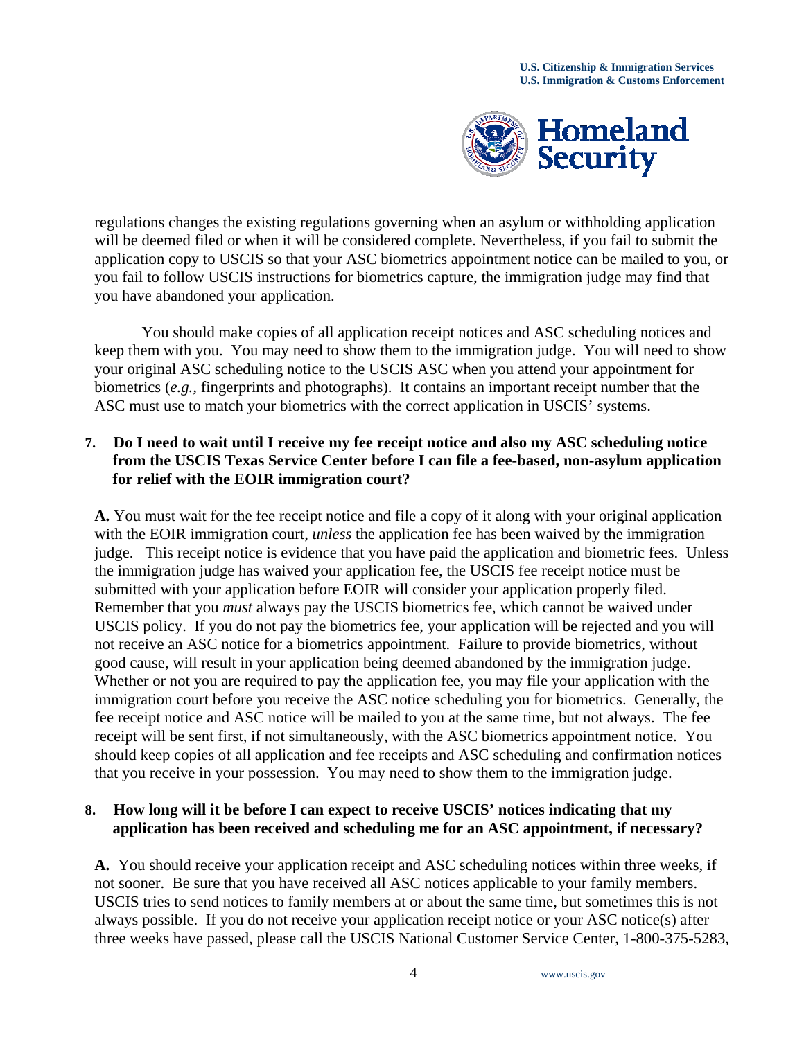regulations changes the existing regulations governing when an asylum or withholding application will be deemed filed or when it will be considered complete. Nevertheless, if you fail to submit the application copy to USCIS so that your ASC biometrics appointment notice can be mailed to you, or you fail to follow USCIS instructions for biometrics capture, the immigration judge may find that you have abandoned your application.

You should make copies of all application receipt notices and ASC scheduling notices and keep them with you. You may need to show them to the immigration judge. You will need to show your original ASC scheduling notice to the USCIS ASC when you attend your appointment for biometrics (*e.g.*, fingerprints and photographs). It contains an important receipt number that the ASC must use to match your biometrics with the correct application in USCIS' systems.

**7. Do I need to wait until I receive my fee receipt notice and also my ASC scheduling notice from the USCIS Texas Service Center before I can file a fee-based, non-asylum application for relief with the EOIR immigration court?**

**A.** You must wait for the fee receipt notice and file a copy of it along with your original application with the EOIR immigration court, *unless* the application fee has been waived by the immigration judge. This receipt notice is evidence that you have paid the application and biometric fees. Unless the immigration judge has waived your application fee, the USCIS fee receipt notice must be submitted with your application before EOIR will consider your application properly filed. Remember that you *must* always pay the USCIS biometrics fee, which cannot be waived under USCIS policy. If you do not pay the biometrics fee, your application will be rejected and you will not receive an ASC notice for a biometrics appointment. Failure to provide biometrics, without good cause, will result in your application being deemed abandoned by the immigration judge. Whether or not you are required to pay the application fee, you may file your application with the immigration court before you receive the ASC notice scheduling you for biometrics. Generally, the fee receipt notice and ASC notice will be mailed to you at the same time, but not always. The fee receipt will be sent first, if not simultaneously, with the ASC biometrics appointment notice. You should keep copies of all application and fee receipts and ASC scheduling and confirmation notices that you receive in your possession. You may need to show them to the immigration judge.

**8. How long will it be before I can expect to receive USCIS' notices indicating that my application has been received and scheduling me for an ASC appointment, if necessary?**

**A.** You should receive your application receipt and ASC scheduling notices within three weeks, if not sooner. Be sure that you have received all ASC notices applicable to your family members. USCIS tries to send notices to family members at or about the same time, but sometimes this is not always possible. If you do not receive your application receipt notice or your ASC notice(s) after three weeks have passed, please call the USCIS National Customer Service Center, 1-800-375-5283,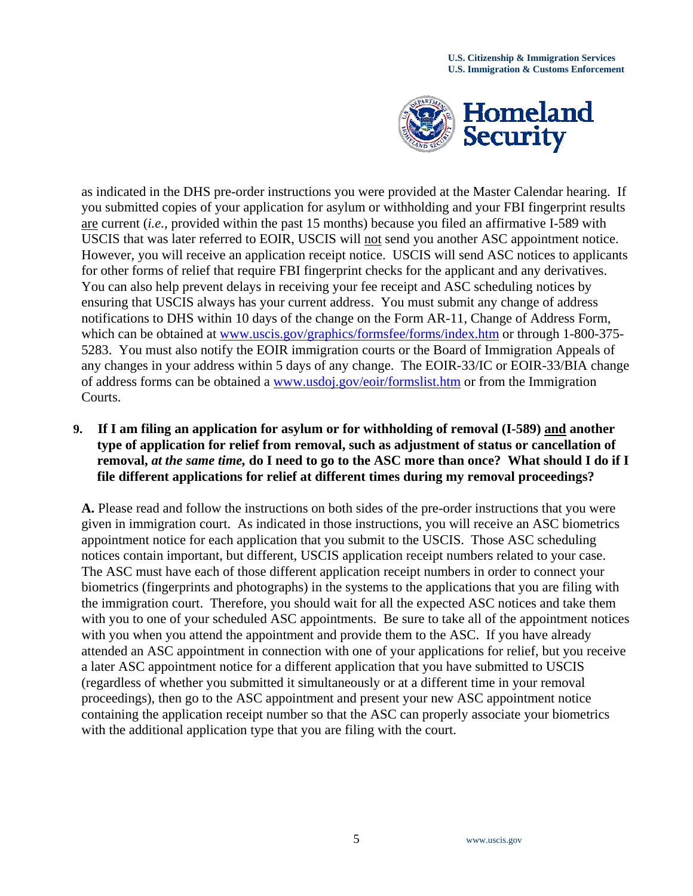as indicated in the DHS pre-order instructions you were provided at the Master Calendar hearing. If you submitted copies of your application for asylum or withholding and your FBI fingerprint results are current (*i.e.,* provided within the past 15 months) because you filed an affirmative I-589 with USCIS that was later referred to EOIR, USCIS will not send you another ASC appointment notice. However, you will receive an application receipt notice. USCIS will send ASC notices to applicants for other forms of relief that require FBI fingerprint checks for the applicant and any derivatives. You can also help prevent delays in receiving your fee receipt and ASC scheduling notices by ensuring that USCIS always has your current address. You must submit any change of address notifications to DHS within 10 days of the change on the Form AR-11, Change of Address Form, which can be obtained at www.uscis.gov/graphics/formsfee/forms/index.htm or through 1-800-375-5283. You must also notify the EOIR immigration courts or the Board of Immigration Appeals of any changes in your address within 5 days of any change. The EOIR-33/IC or EOIR-33/BIA change of address forms can be obtained a www.usdoj.gov/eoir/formslist.htm or from the Immigration Courts.

**9. If I am filing an application for asylum or for withholding of removal (I-589) and another type of application for relief from removal, such as adjustment of status or cancellation of removal, *at the same time,* do I need to go to the ASC more than once? What should I do if I file different applications for relief at different times during my removal proceedings?**

**A.** Please read and follow the instructions on both sides of the pre-order instructions that you were given in immigration court. As indicated in those instructions, you will receive an ASC biometrics appointment notice for each application that you submit to the USCIS. Those ASC scheduling notices contain important, but different, USCIS application receipt numbers related to your case. The ASC must have each of those different application receipt numbers in order to connect your biometrics (fingerprints and photographs) in the systems to the applications that you are filing with the immigration court. Therefore, you should wait for all the expected ASC notices and take them with you to one of your scheduled ASC appointments. Be sure to take all of the appointment notices with you when you attend the appointment and provide them to the ASC. If you have already attended an ASC appointment in connection with one of your applications for relief, but you receive a later ASC appointment notice for a different application that you have submitted to USCIS (regardless of whether you submitted it simultaneously or at a different time in your removal proceedings), then go to the ASC appointment and present your new ASC appointment notice containing the application receipt number so that the ASC can properly associate your biometrics with the additional application type that you are filing with the court.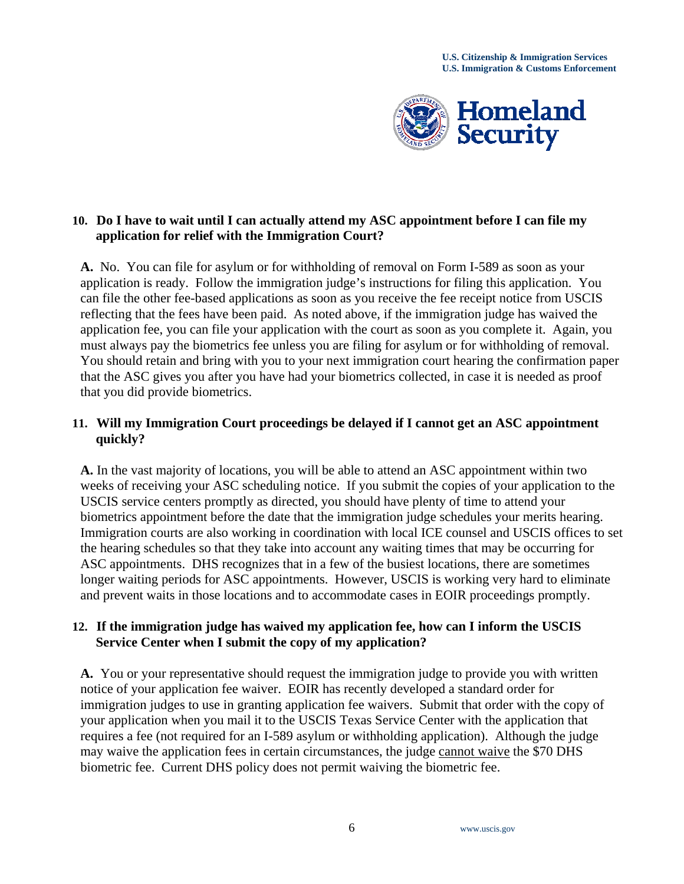**10. Do I have to wait until I can actually attend my ASC appointment before I can file my application for relief with the Immigration Court?**

**A.** No. You can file for asylum or for withholding of removal on Form I-589 as soon as your application is ready. Follow the immigration judge's instructions for filing this application. You can file the other fee-based applications as soon as you receive the fee receipt notice from USCIS reflecting that the fees have been paid. As noted above, if the immigration judge has waived the application fee, you can file your application with the court as soon as you complete it. Again, you must always pay the biometrics fee unless you are filing for asylum or for withholding of removal. You should retain and bring with you to your next immigration court hearing the confirmation paper that the ASC gives you after you have had your biometrics collected, in case it is needed as proof that you did provide biometrics.

**11. Will my Immigration Court proceedings be delayed if I cannot get an ASC appointment quickly?**

**A.** In the vast majority of locations, you will be able to attend an ASC appointment within two weeks of receiving your ASC scheduling notice. If you submit the copies of your application to the USCIS service centers promptly as directed, you should have plenty of time to attend your biometrics appointment before the date that the immigration judge schedules your merits hearing. Immigration courts are also working in coordination with local ICE counsel and USCIS offices to set the hearing schedules so that they take into account any waiting times that may be occurring for ASC appointments. DHS recognizes that in a few of the busiest locations, there are sometimes longer waiting periods for ASC appointments. However, USCIS is working very hard to eliminate and prevent waits in those locations and to accommodate cases in EOIR proceedings promptly.

**12. If the immigration judge has waived my application fee, how can I inform the USCIS Service Center when I submit the copy of my application?**

**A.** You or your representative should request the immigration judge to provide you with written notice of your application fee waiver. EOIR has recently developed a standard order for immigration judges to use in granting application fee waivers. Submit that order with the copy of your application when you mail it to the USCIS Texas Service Center with the application that requires a fee (not required for an I-589 asylum or withholding application). Although the judge may waive the application fees in certain circumstances, the judge cannot waive the $70 DHS biometric fee. Current DHS policy does not permit waiving the biometric fee.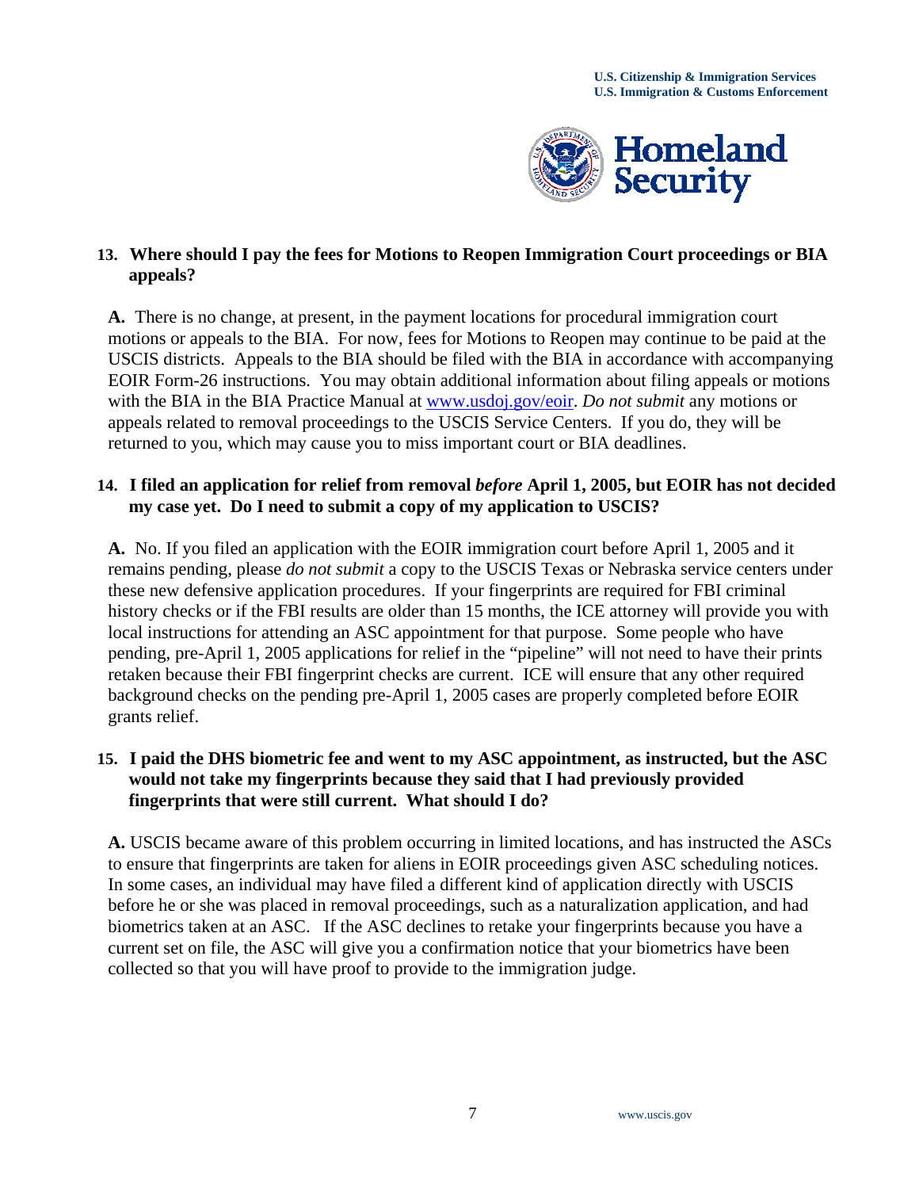**13. Where should I pay the fees for Motions to Reopen Immigration Court proceedings or BIA appeals?**

**A.** There is no change, at present, in the payment locations for procedural immigration court motions or appeals to the BIA. For now, fees for Motions to Reopen may continue to be paid at the USCIS districts. Appeals to the BIA should be filed with the BIA in accordance with accompanying EOIR Form-26 instructions. You may obtain additional information about filing appeals or motions with the BIA in the BIA Practice Manual at www.usdoj.gov/eoir. *Do not submit* any motions or appeals related to removal proceedings to the USCIS Service Centers. If you do, they will be returned to you, which may cause you to miss important court or BIA deadlines.

**14. I filed an application for relief from removal *before* April 1, 2005, but EOIR has not decided my case yet. Do I need to submit a copy of my application to USCIS?**

**A.** No. If you filed an application with the EOIR immigration court before April 1, 2005 and it remains pending, please *do not submit* a copy to the USCIS Texas or Nebraska service centers under these new defensive application procedures. If your fingerprints are required for FBI criminal history checks or if the FBI results are older than 15 months, the ICE attorney will provide you with local instructions for attending an ASC appointment for that purpose. Some people who have pending, pre-April 1, 2005 applications for relief in the "pipeline" will not need to have their prints retaken because their FBI fingerprint checks are current. ICE will ensure that any other required background checks on the pending pre-April 1, 2005 cases are properly completed before EOIR grants relief.

**15. I paid the DHS biometric fee and went to my ASC appointment, as instructed, but the ASC would not take my fingerprints because they said that I had previously provided fingerprints that were still current. What should I do?**

**A.** USCIS became aware of this problem occurring in limited locations, and has instructed the ASCs to ensure that fingerprints are taken for aliens in EOIR proceedings given ASC scheduling notices. In some cases, an individual may have filed a different kind of application directly with USCIS before he or she was placed in removal proceedings, such as a naturalization application, and had biometrics taken at an ASC. If the ASC declines to retake your fingerprints because you have a current set on file, the ASC will give you a confirmation notice that your biometrics have been collected so that you will have proof to provide to the immigration judge.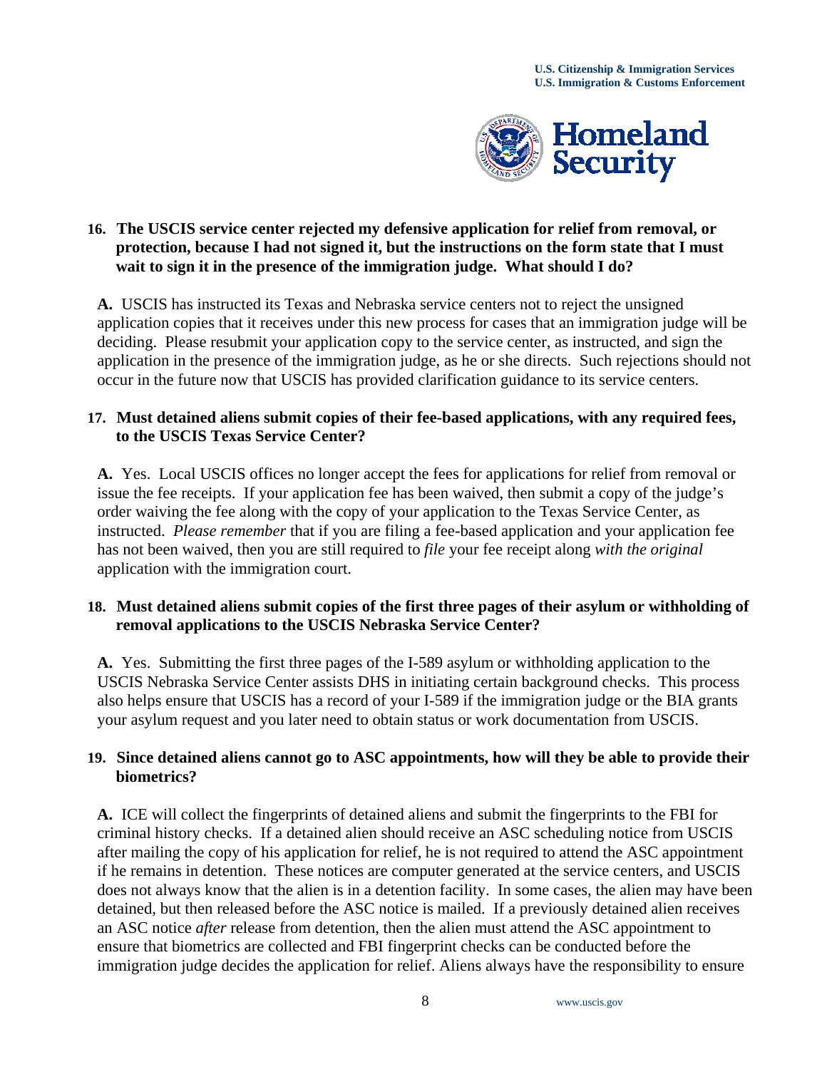**16. The USCIS service center rejected my defensive application for relief from removal, or protection, because I had not signed it, but the instructions on the form state that I must wait to sign it in the presence of the immigration judge. What should I do?**

**A.** USCIS has instructed its Texas and Nebraska service centers not to reject the unsigned application copies that it receives under this new process for cases that an immigration judge will be deciding. Please resubmit your application copy to the service center, as instructed, and sign the application in the presence of the immigration judge, as he or she directs. Such rejections should not occur in the future now that USCIS has provided clarification guidance to its service centers.

**17. Must detained aliens submit copies of their fee-based applications, with any required fees, to the USCIS Texas Service Center?**

**A.** Yes. Local USCIS offices no longer accept the fees for applications for relief from removal or issue the fee receipts. If your application fee has been waived, then submit a copy of the judge's order waiving the fee along with the copy of your application to the Texas Service Center, as instructed. *Please remember* that if you are filing a fee-based application and your application fee has not been waived, then you are still required to *file* your fee receipt along *with the original* application with the immigration court.

**18. Must detained aliens submit copies of the first three pages of their asylum or withholding of removal applications to the USCIS Nebraska Service Center?**

**A.** Yes. Submitting the first three pages of the I-589 asylum or withholding application to the USCIS Nebraska Service Center assists DHS in initiating certain background checks. This process also helps ensure that USCIS has a record of your I-589 if the immigration judge or the BIA grants your asylum request and you later need to obtain status or work documentation from USCIS.

**19. Since detained aliens cannot go to ASC appointments, how will they be able to provide their biometrics?**

**A.** ICE will collect the fingerprints of detained aliens and submit the fingerprints to the FBI for criminal history checks. If a detained alien should receive an ASC scheduling notice from USCIS after mailing the copy of his application for relief, he is not required to attend the ASC appointment if he remains in detention. These notices are computer generated at the service centers, and USCIS does not always know that the alien is in a detention facility. In some cases, the alien may have been detained, but then released before the ASC notice is mailed. If a previously detained alien receives an ASC notice *after* release from detention, then the alien must attend the ASC appointment to ensure that biometrics are collected and FBI fingerprint checks can be conducted before the immigration judge decides the application for relief. Aliens always have the responsibility to ensure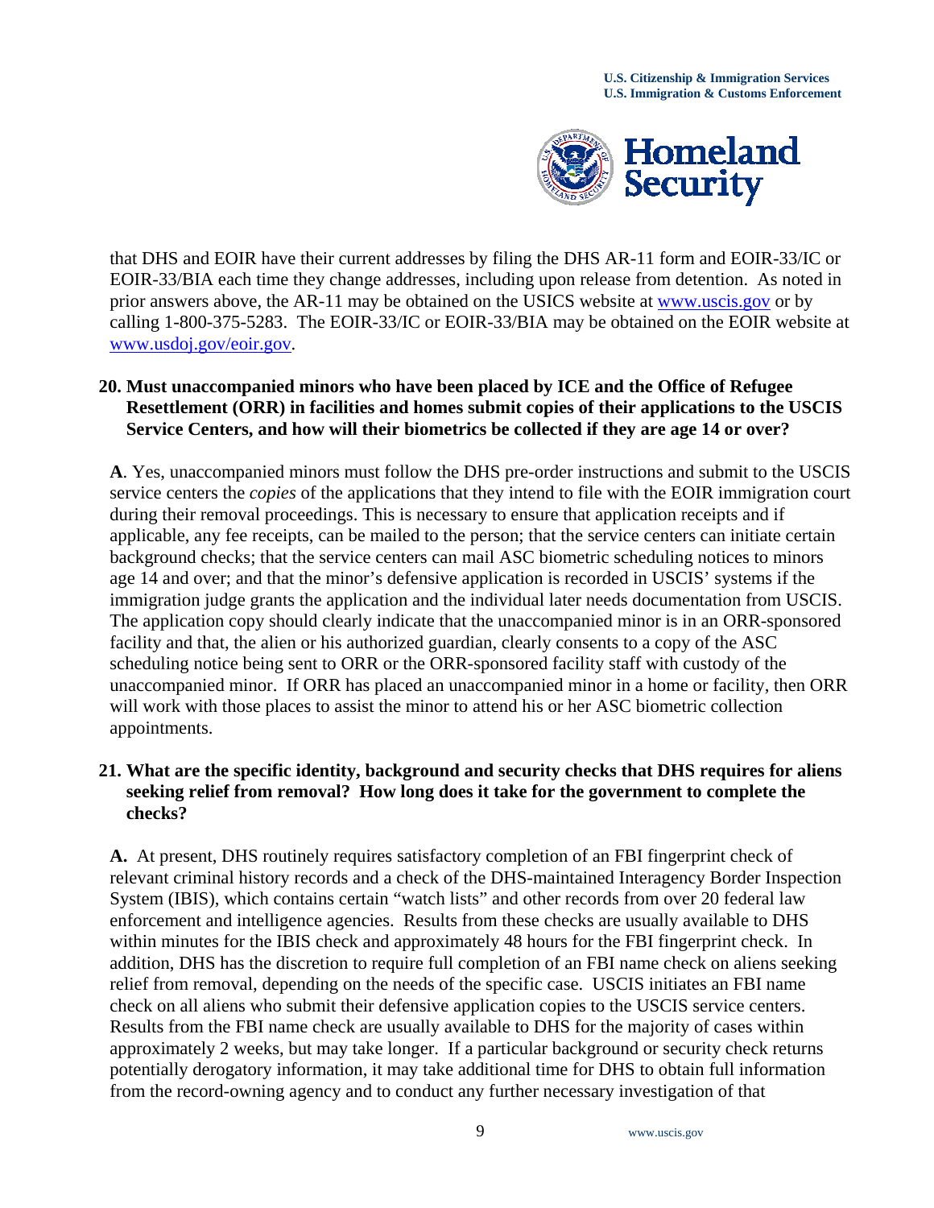that DHS and EOIR have their current addresses by filing the DHS AR-11 form and EOIR-33/IC or EOIR-33/BIA each time they change addresses, including upon release from detention. As noted in prior answers above, the AR-11 may be obtained on the USICS website at www.uscis.gov or by calling 1-800-375-5283. The EOIR-33/IC or EOIR-33/BIA may be obtained on the EOIR website at www.usdoj.gov/eoir.gov.

**20. Must unaccompanied minors who have been placed by ICE and the Office of Refugee Resettlement (ORR) in facilities and homes submit copies of their applications to the USCIS Service Centers, and how will their biometrics be collected if they are age 14 or over?**

**A**. Yes, unaccompanied minors must follow the DHS pre-order instructions and submit to the USCIS service centers the *copies* of the applications that they intend to file with the EOIR immigration court during their removal proceedings. This is necessary to ensure that application receipts and if applicable, any fee receipts, can be mailed to the person; that the service centers can initiate certain background checks; that the service centers can mail ASC biometric scheduling notices to minors age 14 and over; and that the minor's defensive application is recorded in USCIS' systems if the immigration judge grants the application and the individual later needs documentation from USCIS. The application copy should clearly indicate that the unaccompanied minor is in an ORR-sponsored facility and that, the alien or his authorized guardian, clearly consents to a copy of the ASC scheduling notice being sent to ORR or the ORR-sponsored facility staff with custody of the unaccompanied minor. If ORR has placed an unaccompanied minor in a home or facility, then ORR will work with those places to assist the minor to attend his or her ASC biometric collection appointments.

**21. What are the specific identity, background and security checks that DHS requires for aliens seeking relief from removal? How long does it take for the government to complete the checks?**

**A.** At present, DHS routinely requires satisfactory completion of an FBI fingerprint check of relevant criminal history records and a check of the DHS-maintained Interagency Border Inspection System (IBIS), which contains certain "watch lists" and other records from over 20 federal law enforcement and intelligence agencies. Results from these checks are usually available to DHS within minutes for the IBIS check and approximately 48 hours for the FBI fingerprint check. In addition, DHS has the discretion to require full completion of an FBI name check on aliens seeking relief from removal, depending on the needs of the specific case. USCIS initiates an FBI name check on all aliens who submit their defensive application copies to the USCIS service centers. Results from the FBI name check are usually available to DHS for the majority of cases within approximately 2 weeks, but may take longer. If a particular background or security check returns potentially derogatory information, it may take additional time for DHS to obtain full information from the record-owning agency and to conduct any further necessary investigation of that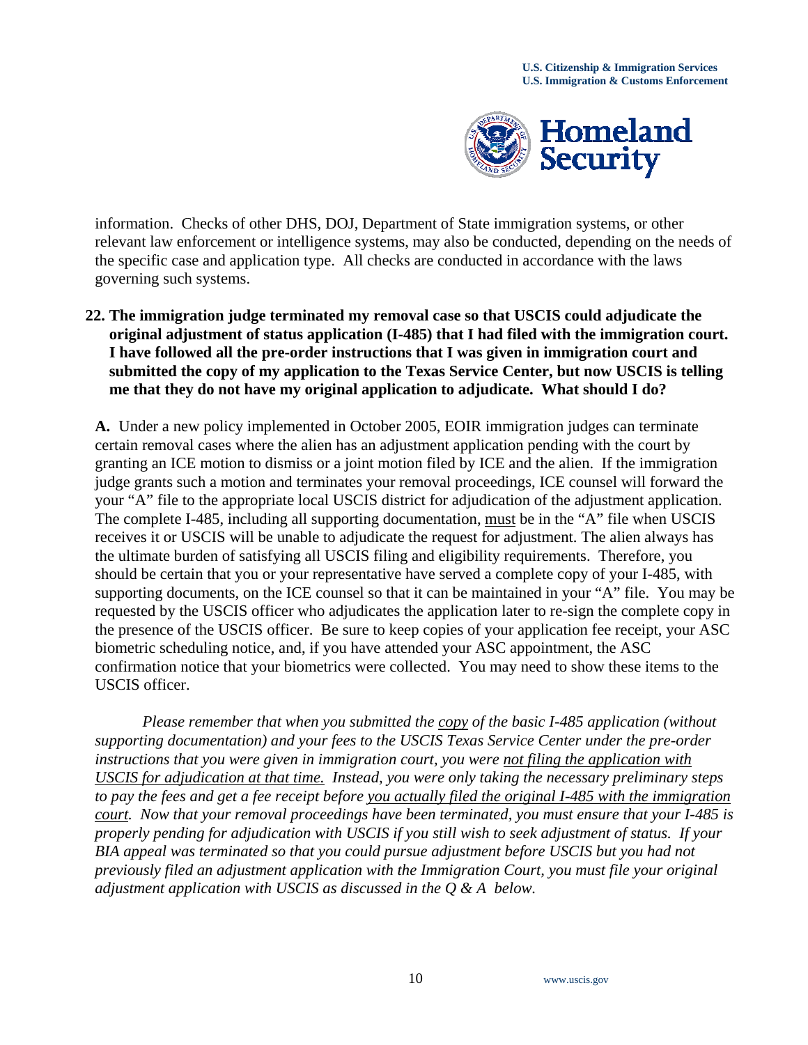information. Checks of other DHS, DOJ, Department of State immigration systems, or other relevant law enforcement or intelligence systems, may also be conducted, depending on the needs of the specific case and application type. All checks are conducted in accordance with the laws governing such systems.

**22. The immigration judge terminated my removal case so that USCIS could adjudicate the original adjustment of status application (I-485) that I had filed with the immigration court. I have followed all the pre-order instructions that I was given in immigration court and submitted the copy of my application to the Texas Service Center, but now USCIS is telling me that they do not have my original application to adjudicate. What should I do?**

**A.** Under a new policy implemented in October 2005, EOIR immigration judges can terminate certain removal cases where the alien has an adjustment application pending with the court by granting an ICE motion to dismiss or a joint motion filed by ICE and the alien. If the immigration judge grants such a motion and terminates your removal proceedings, ICE counsel will forward the your "A" file to the appropriate local USCIS district for adjudication of the adjustment application. The complete I-485, including all supporting documentation, <u>must</u> be in the "A" file when USCIS receives it or USCIS will be unable to adjudicate the request for adjustment. The alien always has the ultimate burden of satisfying all USCIS filing and eligibility requirements. Therefore, you should be certain that you or your representative have served a complete copy of your I-485, with supporting documents, on the ICE counsel so that it can be maintained in your "A" file. You may be requested by the USCIS officer who adjudicates the application later to re-sign the complete copy in the presence of the USCIS officer. Be sure to keep copies of your application fee receipt, your ASC biometric scheduling notice, and, if you have attended your ASC appointment, the ASC confirmation notice that your biometrics were collected. You may need to show these items to the USCIS officer.

*Please remember that when you submitted the <u>copy</u> of the basic I-485 application (without supporting documentation) and your fees to the USCIS Texas Service Center under the pre-order instructions that you were given in immigration court, you were <u>not filing the application with USCIS for adjudication at that time.</u> Instead, you were only taking the necessary preliminary steps to pay the fees and get a fee receipt before <u>you actually filed the original I-485 with the immigration court</u>. Now that your removal proceedings have been terminated, you must ensure that your I-485 is properly pending for adjudication with USCIS if you still wish to seek adjustment of status. If your BIA appeal was terminated so that you could pursue adjustment before USCIS but you had not previously filed an adjustment application with the Immigration Court, you must file your original adjustment application with USCIS as discussed in the Q & A below.*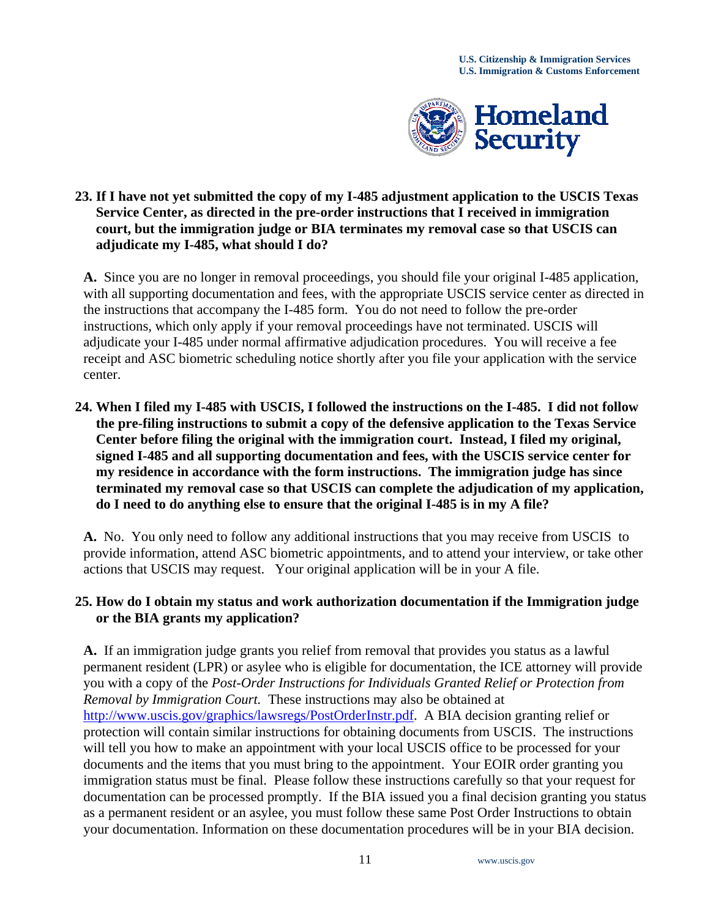**23. If I have not yet submitted the copy of my I-485 adjustment application to the USCIS Texas Service Center, as directed in the pre-order instructions that I received in immigration court, but the immigration judge or BIA terminates my removal case so that USCIS can adjudicate my I-485, what should I do?**

**A.** Since you are no longer in removal proceedings, you should file your original I-485 application, with all supporting documentation and fees, with the appropriate USCIS service center as directed in the instructions that accompany the I-485 form. You do not need to follow the pre-order instructions, which only apply if your removal proceedings have not terminated. USCIS will adjudicate your I-485 under normal affirmative adjudication procedures. You will receive a fee receipt and ASC biometric scheduling notice shortly after you file your application with the service center.

**24. When I filed my I-485 with USCIS, I followed the instructions on the I-485. I did not follow the pre-filing instructions to submit a copy of the defensive application to the Texas Service Center before filing the original with the immigration court. Instead, I filed my original, signed I-485 and all supporting documentation and fees, with the USCIS service center for my residence in accordance with the form instructions. The immigration judge has since terminated my removal case so that USCIS can complete the adjudication of my application, do I need to do anything else to ensure that the original I-485 is in my A file?**

**A.** No. You only need to follow any additional instructions that you may receive from USCIS to provide information, attend ASC biometric appointments, and to attend your interview, or take other actions that USCIS may request. Your original application will be in your A file.

**25. How do I obtain my status and work authorization documentation if the Immigration judge or the BIA grants my application?**

**A.** If an immigration judge grants you relief from removal that provides you status as a lawful permanent resident (LPR) or asylee who is eligible for documentation, the ICE attorney will provide you with a copy of the *Post-Order Instructions for Individuals Granted Relief or Protection from Removal by Immigration Court.* These instructions may also be obtained at http://www.uscis.gov/graphics/lawsregs/PostOrderInstr.pdf. A BIA decision granting relief or protection will contain similar instructions for obtaining documents from USCIS. The instructions will tell you how to make an appointment with your local USCIS office to be processed for your documents and the items that you must bring to the appointment. Your EOIR order granting you immigration status must be final. Please follow these instructions carefully so that your request for documentation can be processed promptly. If the BIA issued you a final decision granting you status as a permanent resident or an asylee, you must follow these same Post Order Instructions to obtain your documentation. Information on these documentation procedures will be in your BIA decision.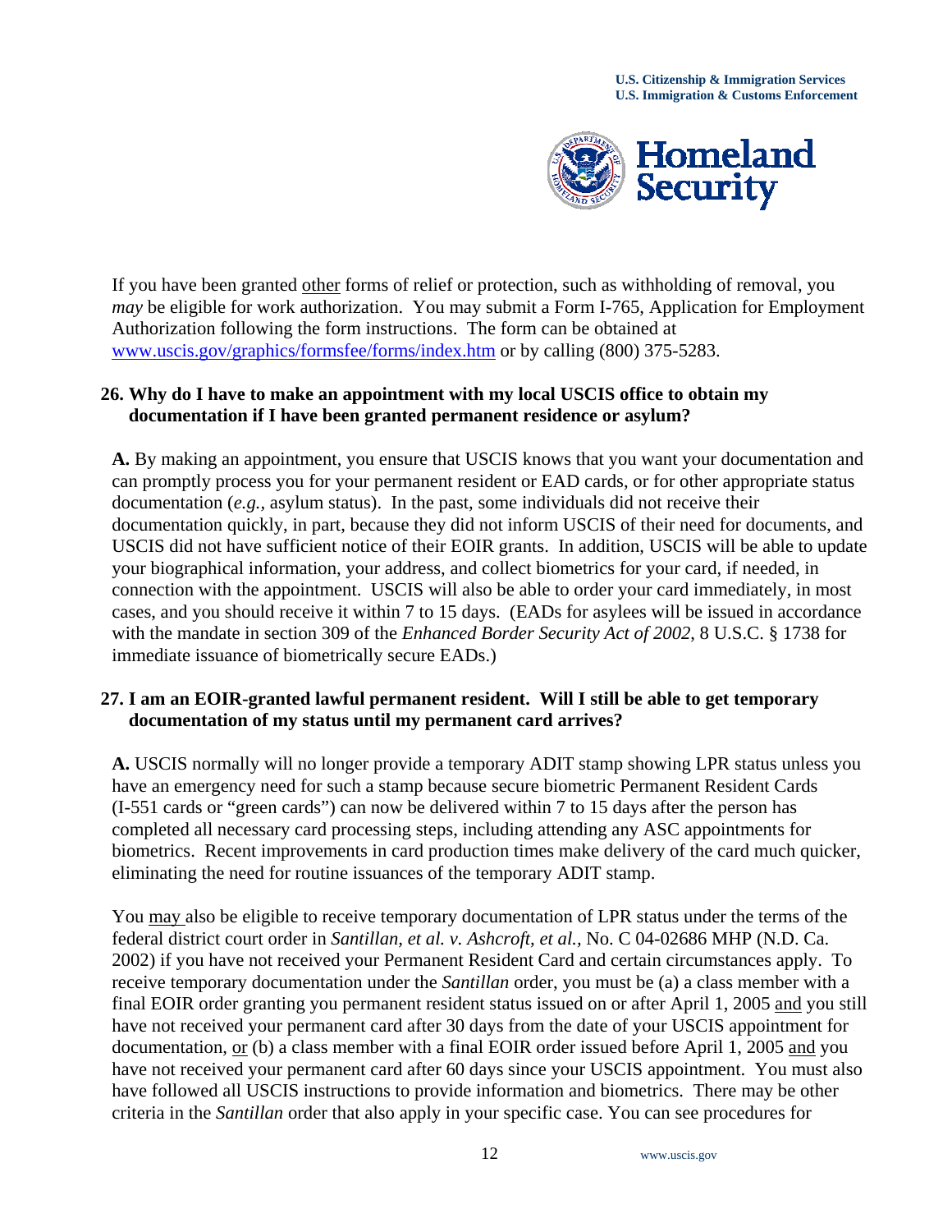If you have been granted <u>other</u> forms of relief or protection, such as withholding of removal, you *may* be eligible for work authorization. You may submit a Form I-765, Application for Employment Authorization following the form instructions. The form can be obtained at [www.uscis.gov/graphics/formsfee/forms/index.htm](www.uscis.gov/graphics/formsfee/forms/index.htm) or by calling (800) 375-5283.

**26. Why do I have to make an appointment with my local USCIS office to obtain my documentation if I have been granted permanent residence or asylum?**

**A.** By making an appointment, you ensure that USCIS knows that you want your documentation and can promptly process you for your permanent resident or EAD cards, or for other appropriate status documentation (*e.g.,* asylum status). In the past, some individuals did not receive their documentation quickly, in part, because they did not inform USCIS of their need for documents, and USCIS did not have sufficient notice of their EOIR grants. In addition, USCIS will be able to update your biographical information, your address, and collect biometrics for your card, if needed, in connection with the appointment. USCIS will also be able to order your card immediately, in most cases, and you should receive it within 7 to 15 days. (EADs for asylees will be issued in accordance with the mandate in section 309 of the *Enhanced Border Security Act of 2002*, 8 U.S.C. § 1738 for immediate issuance of biometrically secure EADs.)

**27. I am an EOIR-granted lawful permanent resident. Will I still be able to get temporary documentation of my status until my permanent card arrives?**

**A.** USCIS normally will no longer provide a temporary ADIT stamp showing LPR status unless you have an emergency need for such a stamp because secure biometric Permanent Resident Cards (I-551 cards or "green cards") can now be delivered within 7 to 15 days after the person has completed all necessary card processing steps, including attending any ASC appointments for biometrics. Recent improvements in card production times make delivery of the card much quicker, eliminating the need for routine issuances of the temporary ADIT stamp.

You <u>may</u> also be eligible to receive temporary documentation of LPR status under the terms of the federal district court order in *Santillan, et al. v. Ashcroft, et al.,* No. C 04-02686 MHP (N.D. Ca. 2002) if you have not received your Permanent Resident Card and certain circumstances apply. To receive temporary documentation under the *Santillan* order, you must be (a) a class member with a final EOIR order granting you permanent resident status issued on or after April 1, 2005 <u>and</u> you still have not received your permanent card after 30 days from the date of your USCIS appointment for documentation, <u>or</u> (b) a class member with a final EOIR order issued before April 1, 2005 <u>and</u> you have not received your permanent card after 60 days since your USCIS appointment. You must also have followed all USCIS instructions to provide information and biometrics. There may be other criteria in the *Santillan* order that also apply in your specific case. You can see procedures for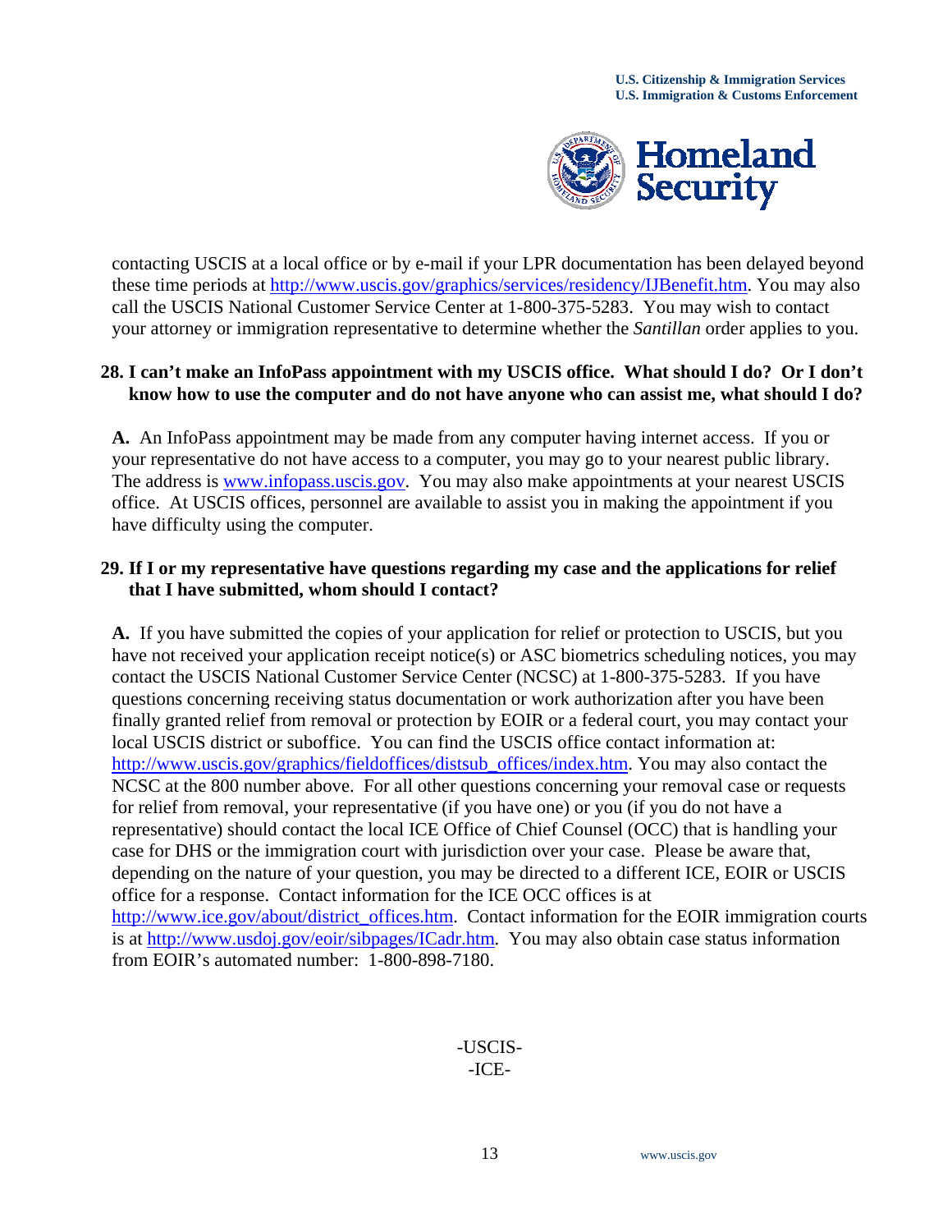contacting USCIS at a local office or by e-mail if your LPR documentation has been delayed beyond these time periods at http://www.uscis.gov/graphics/services/residency/IJBenefit.htm. You may also call the USCIS National Customer Service Center at 1-800-375-5283. You may wish to contact your attorney or immigration representative to determine whether the *Santillan* order applies to you.

**28. I can't make an InfoPass appointment with my USCIS office. What should I do? Or I don't know how to use the computer and do not have anyone who can assist me, what should I do?**

**A.** An InfoPass appointment may be made from any computer having internet access. If you or your representative do not have access to a computer, you may go to your nearest public library. The address is www.infopass.uscis.gov. You may also make appointments at your nearest USCIS office. At USCIS offices, personnel are available to assist you in making the appointment if you have difficulty using the computer.

**29. If I or my representative have questions regarding my case and the applications for relief that I have submitted, whom should I contact?**

**A.** If you have submitted the copies of your application for relief or protection to USCIS, but you have not received your application receipt notice(s) or ASC biometrics scheduling notices, you may contact the USCIS National Customer Service Center (NCSC) at 1-800-375-5283. If you have questions concerning receiving status documentation or work authorization after you have been finally granted relief from removal or protection by EOIR or a federal court, you may contact your local USCIS district or suboffice. You can find the USCIS office contact information at: http://www.uscis.gov/graphics/fieldoffices/distsub_offices/index.htm. You may also contact the NCSC at the 800 number above. For all other questions concerning your removal case or requests for relief from removal, your representative (if you have one) or you (if you do not have a representative) should contact the local ICE Office of Chief Counsel (OCC) that is handling your case for DHS or the immigration court with jurisdiction over your case. Please be aware that, depending on the nature of your question, you may be directed to a different ICE, EOIR or USCIS office for a response. Contact information for the ICE OCC offices is at http://www.ice.gov/about/district_offices.htm. Contact information for the EOIR immigration courts is at http://www.usdoj.gov/eoir/sibpages/ICadr.htm. You may also obtain case status information from EOIR's automated number: 1-800-898-7180.

-USCIS-
-ICE-